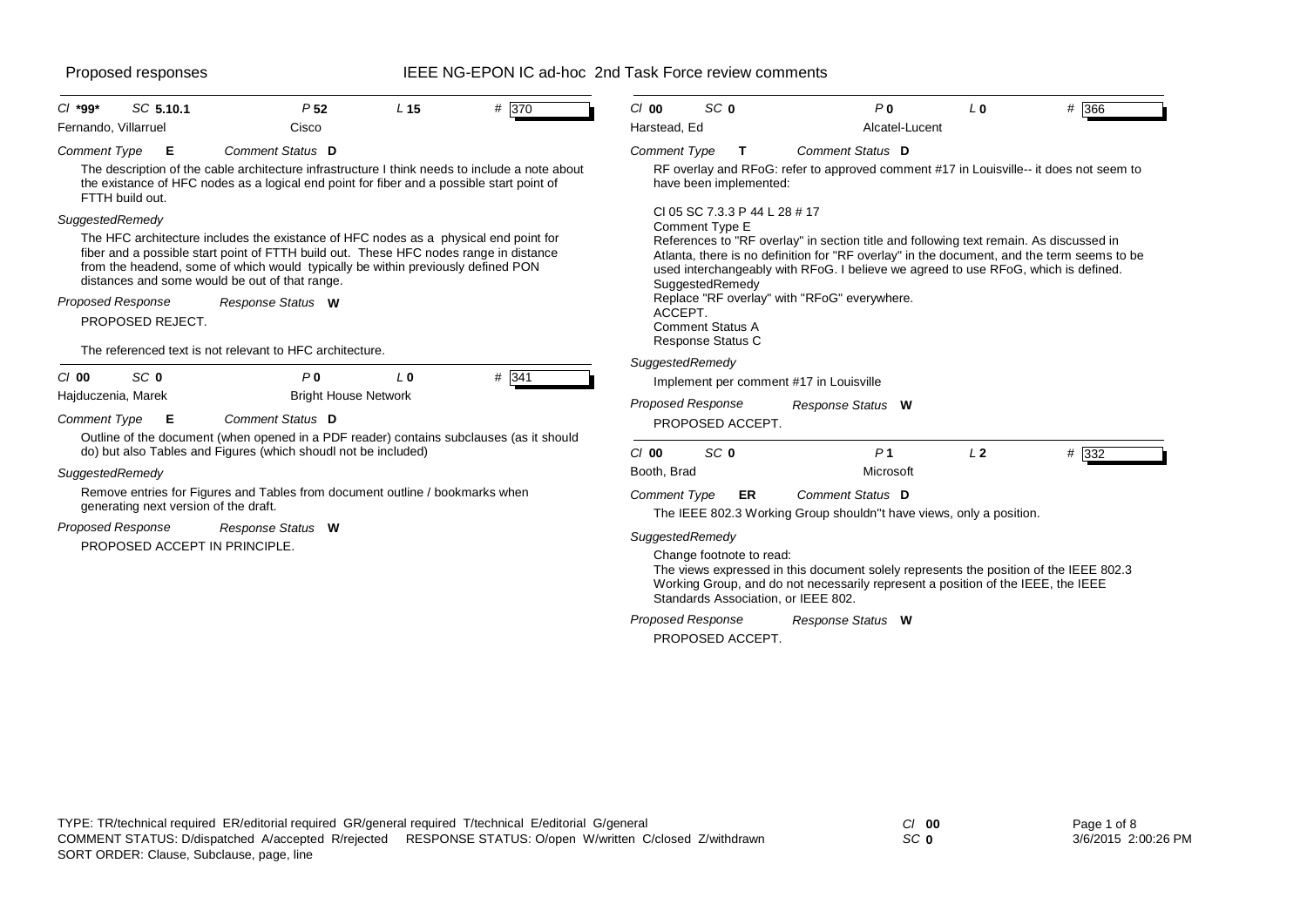Proposed responses

# IEEE NG-EPON IC ad-hoc 2nd Task Force review comments

---

**Cl** *99* **SC** 5.10.1 **P** 52 **L** 15 **#** 370

Fernando, Villarruel — Cisco

*Comment Type* **E** *Comment Status* **D**

The description of the cable architecture infrastructure I think needs to include a note about the existance of HFC nodes as a logical end point for fiber and a possible start point of FTTH build out.

*SuggestedRemedy*

The HFC architecture includes the existance of HFC nodes as a physical end point for fiber and a possible start point of FTTH build out. These HFC nodes range in distance from the headend, some of which would typically be within previously defined PON distances and some would be out of that range.

*Proposed Response* *Response Status* **W**

PROPOSED REJECT.

The referenced text is not relevant to HFC architecture.

---

**Cl** 00 **SC** 0 **P** 0 **L** 0 **#** 341

Hajduczenia, Marek — Bright House Network

*Comment Type* **E** *Comment Status* **D**

Outline of the document (when opened in a PDF reader) contains subclauses (as it should do) but also Tables and Figures (which shoudl not be included)

*SuggestedRemedy*

Remove entries for Figures and Tables from document outline / bookmarks when generating next version of the draft.

*Proposed Response* *Response Status* **W**

PROPOSED ACCEPT IN PRINCIPLE.

---

**Cl** 00 **SC** 0 **P** 0 **L** 0 **#** 366

Harstead, Ed — Alcatel-Lucent

*Comment Type* **T** *Comment Status* **D**

RF overlay and RFoG: refer to approved comment #17 in Louisville-- it does not seem to have been implemented:

Cl 05 SC 7.3.3 P 44 L 28 # 17
Comment Type E
References to "RF overlay" in section title and following text remain. As discussed in Atlanta, there is no definition for "RF overlay" in the document, and the term seems to be used interchangeably with RFoG. I believe we agreed to use RFoG, which is defined.
SuggestedRemedy
Replace "RF overlay" with "RFoG" everywhere.
ACCEPT.
Comment Status A
Response Status C

*SuggestedRemedy*

Implement per comment #17 in Louisville

*Proposed Response* *Response Status* **W**

PROPOSED ACCEPT.

---

**Cl** 00 **SC** 0 **P** 1 **L** 2 **#** 332

Booth, Brad — Microsoft

*Comment Type* **ER** *Comment Status* **D**

The IEEE 802.3 Working Group shouldn''t have views, only a position.

*SuggestedRemedy*

Change footnote to read:
The views expressed in this document solely represents the position of the IEEE 802.3 Working Group, and do not necessarily represent a position of the IEEE, the IEEE Standards Association, or IEEE 802.

*Proposed Response* *Response Status* **W**

PROPOSED ACCEPT.

---

TYPE: TR/technical required ER/editorial required GR/general required T/technical E/editorial G/general
COMMENT STATUS: D/dispatched A/accepted R/rejected RESPONSE STATUS: O/open W/written C/closed Z/withdrawn
SORT ORDER: Clause, Subclause, page, line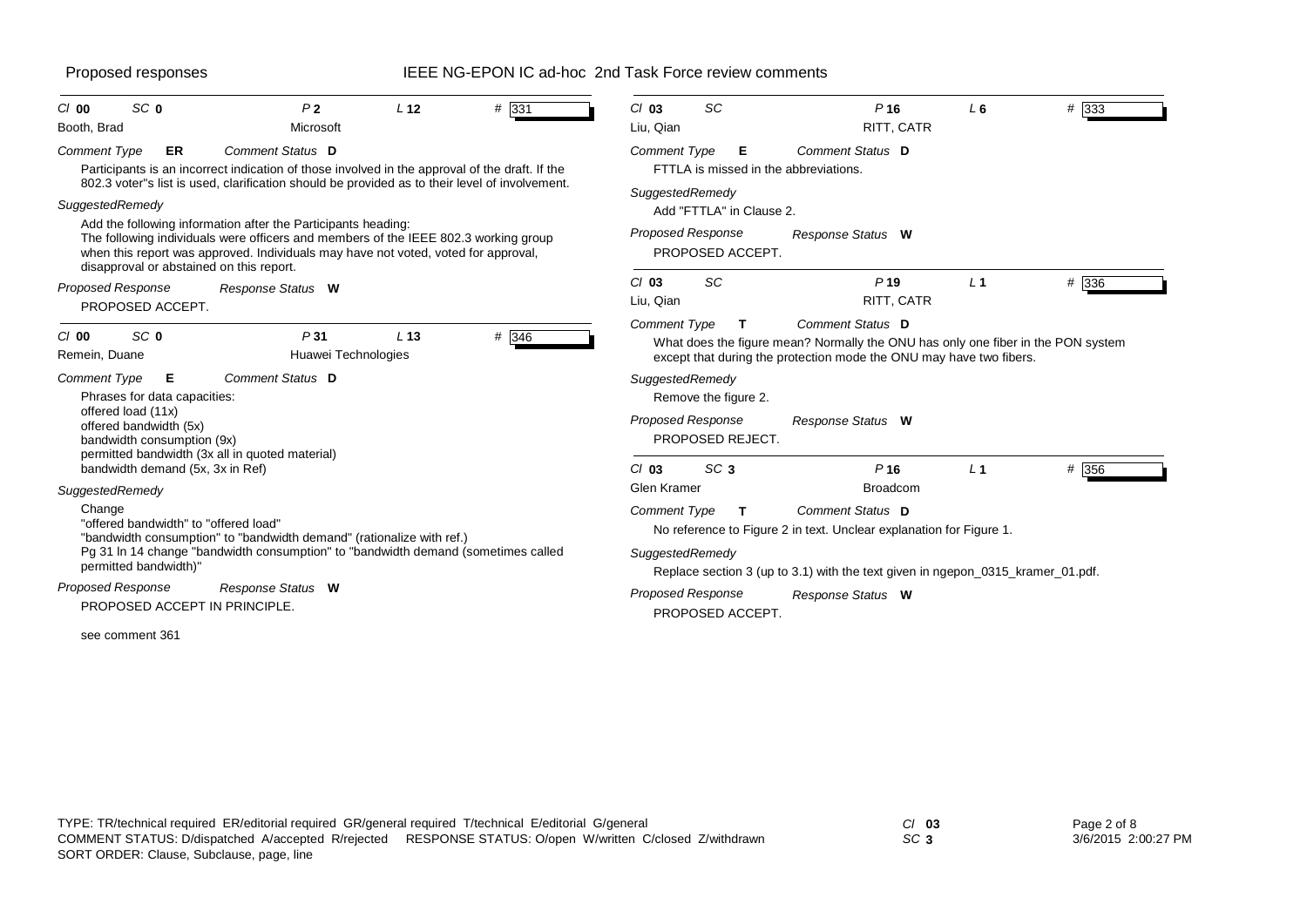# Proposed responses — IEEE NG-EPON IC ad-hoc 2nd Task Force review comments

---

**Cl** 00 **SC** 0 **P** 2 **L** 12 **#** 331

Booth, Brad — Microsoft

*Comment Type* **ER** *Comment Status* **D**

Participants is an incorrect indication of those involved in the approval of the draft. If the 802.3 voter"s list is used, clarification should be provided as to their level of involvement.

*SuggestedRemedy*

Add the following information after the Participants heading:
The following individuals were officers and members of the IEEE 802.3 working group when this report was approved. Individuals may have not voted, voted for approval, disapproval or abstained on this report.

*Proposed Response* *Response Status* **W**

PROPOSED ACCEPT.

---

**Cl** 00 **SC** 0 **P** 31 **L** 13 **#** 346

Remein, Duane — Huawei Technologies

*Comment Type* **E** *Comment Status* **D**

Phrases for data capacities:
offered load (11x)
offered bandwidth (5x)
bandwidth consumption (9x)
permitted bandwidth (3x all in quoted material)
bandwidth demand (5x, 3x in Ref)

*SuggestedRemedy*

Change
"offered bandwidth" to "offered load"
"bandwidth consumption" to "bandwidth demand" (rationalize with ref.)
Pg 31 ln 14 change "bandwidth consumption" to "bandwidth demand (sometimes called permitted bandwidth)"

*Proposed Response* *Response Status* **W**

PROPOSED ACCEPT IN PRINCIPLE.

see comment 361

---

**Cl** 03 **SC** **P** 16 **L** 6 **#** 333

Liu, Qian — RITT, CATR

*Comment Type* **E** *Comment Status* **D**

FTTLA is missed in the abbreviations.

*SuggestedRemedy*

Add "FTTLA" in Clause 2.

*Proposed Response* *Response Status* **W**

PROPOSED ACCEPT.

---

**Cl** 03 **SC** **P** 19 **L** 1 **#** 336

Liu, Qian — RITT, CATR

*Comment Type* **T** *Comment Status* **D**

What does the figure mean? Normally the ONU has only one fiber in the PON system except that during the protection mode the ONU may have two fibers.

*SuggestedRemedy*

Remove the figure 2.

*Proposed Response* *Response Status* **W**

PROPOSED REJECT.

---

**Cl** 03 **SC** 3 **P** 16 **L** 1 **#** 356

Glen Kramer — Broadcom

*Comment Type* **T** *Comment Status* **D**

No reference to Figure 2 in text. Unclear explanation for Figure 1.

*SuggestedRemedy*

Replace section 3 (up to 3.1) with the text given in ngepon_0315_kramer_01.pdf.

*Proposed Response* *Response Status* **W**

PROPOSED ACCEPT.

---

TYPE: TR/technical required ER/editorial required GR/general required T/technical E/editorial G/general
COMMENT STATUS: D/dispatched A/accepted R/rejected RESPONSE STATUS: O/open W/written C/closed Z/withdrawn
SORT ORDER: Clause, Subclause, page, line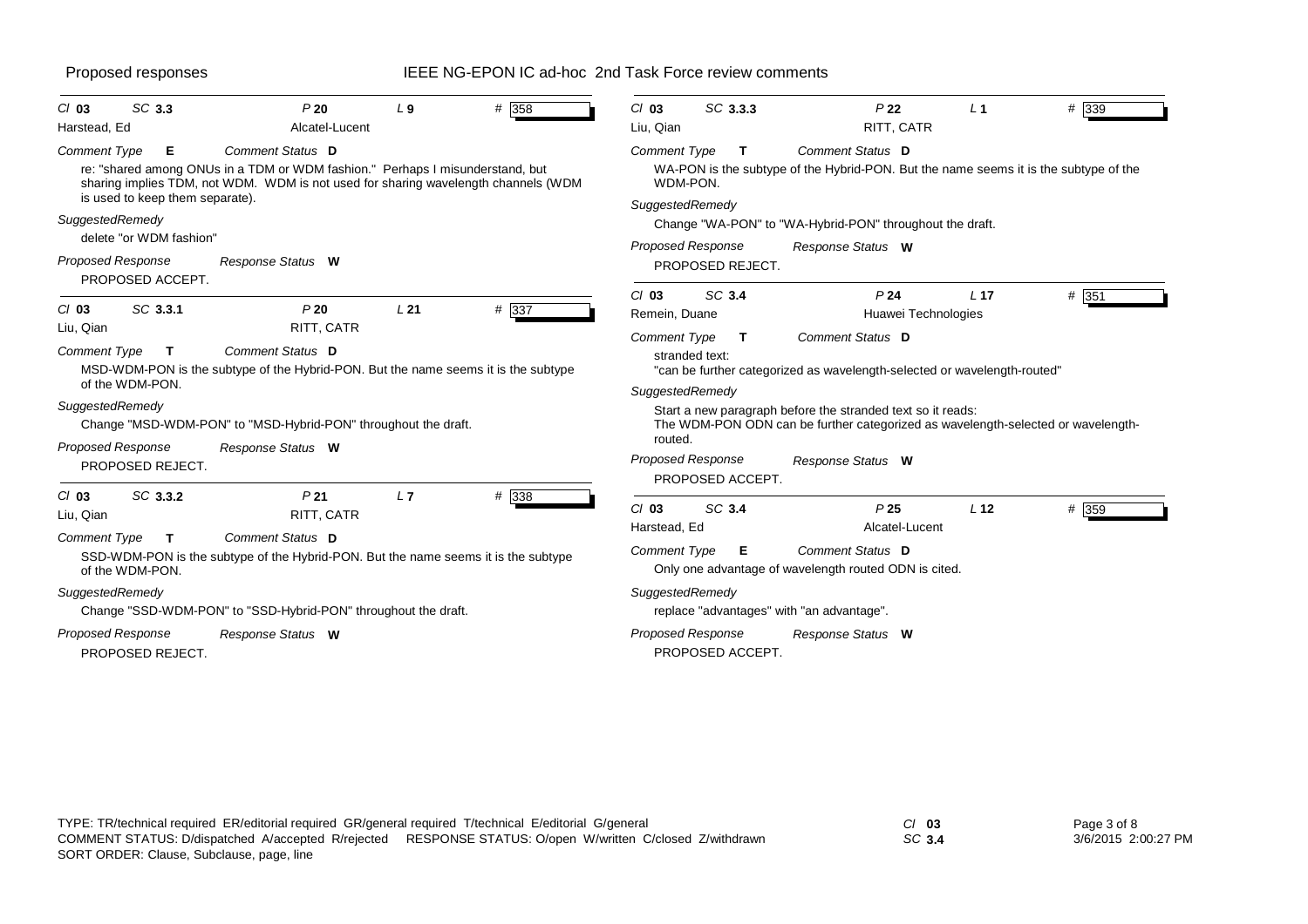Proposed responses

IEEE NG-EPON IC ad-hoc 2nd Task Force review comments

---

Cl **03** SC **3.3** P **20** L **9** # 358

Harstead, Ed — Alcatel-Lucent

*Comment Type* **E** *Comment Status* **D**

re: "shared among ONUs in a TDM or WDM fashion." Perhaps I misunderstand, but sharing implies TDM, not WDM. WDM is not used for sharing wavelength channels (WDM is used to keep them separate).

*SuggestedRemedy*

delete "or WDM fashion"

*Proposed Response* *Response Status* **W**

PROPOSED ACCEPT.

---

Cl **03** SC **3.3.1** P **20** L **21** # 337

Liu, Qian — RITT, CATR

*Comment Type* **T** *Comment Status* **D**

MSD-WDM-PON is the subtype of the Hybrid-PON. But the name seems it is the subtype of the WDM-PON.

*SuggestedRemedy*

Change "MSD-WDM-PON" to "MSD-Hybrid-PON" throughout the draft.

*Proposed Response* *Response Status* **W**

PROPOSED REJECT.

---

Cl **03** SC **3.3.2** P **21** L **7** # 338

Liu, Qian — RITT, CATR

*Comment Type* **T** *Comment Status* **D**

SSD-WDM-PON is the subtype of the Hybrid-PON. But the name seems it is the subtype of the WDM-PON.

*SuggestedRemedy*

Change "SSD-WDM-PON" to "SSD-Hybrid-PON" throughout the draft.

*Proposed Response* *Response Status* **W**

PROPOSED REJECT.

---

Cl **03** SC **3.3.3** P **22** L **1** # 339

Liu, Qian — RITT, CATR

*Comment Type* **T** *Comment Status* **D**

WA-PON is the subtype of the Hybrid-PON. But the name seems it is the subtype of the WDM-PON.

*SuggestedRemedy*

Change "WA-PON" to "WA-Hybrid-PON" throughout the draft.

*Proposed Response* *Response Status* **W**

PROPOSED REJECT.

---

Cl **03** SC **3.4** P **24** L **17** # 351

Remein, Duane — Huawei Technologies

*Comment Type* **T** *Comment Status* **D**

stranded text:
"can be further categorized as wavelength-selected or wavelength-routed"

*SuggestedRemedy*

Start a new paragraph before the stranded text so it reads:
The WDM-PON ODN can be further categorized as wavelength-selected or wavelength-routed.

*Proposed Response* *Response Status* **W**

PROPOSED ACCEPT.

---

Cl **03** SC **3.4** P **25** L **12** # 359

Harstead, Ed — Alcatel-Lucent

*Comment Type* **E** *Comment Status* **D**

Only one advantage of wavelength routed ODN is cited.

*SuggestedRemedy*

replace "advantages" with "an advantage".

*Proposed Response* *Response Status* **W**

PROPOSED ACCEPT.

---

TYPE: TR/technical required ER/editorial required GR/general required T/technical E/editorial G/general
COMMENT STATUS: D/dispatched A/accepted R/rejected RESPONSE STATUS: O/open W/written C/closed Z/withdrawn
SORT ORDER: Clause, Subclause, page, line

Cl **03** SC **3.4**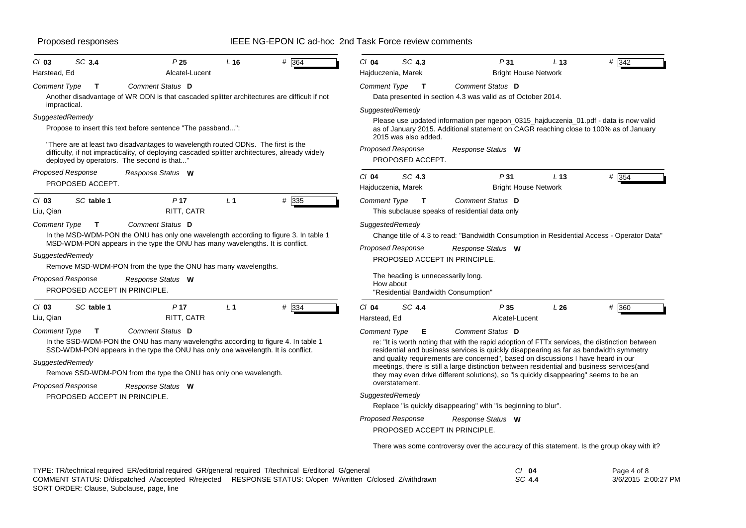Cl **03** SC **3.4** P **25** L **16** # **364**

Harstead, Ed — Alcatel-Lucent

*Comment Type* **T** *Comment Status* **D**

Another disadvantage of WR ODN is that cascaded splitter architectures are difficult if not impractical.

*SuggestedRemedy*

Propose to insert this text before sentence "The passband...":

"There are at least two disadvantages to wavelength routed ODNs. The first is the difficulty, if not impracticality, of deploying cascaded splitter architectures, already widely deployed by operators. The second is that..."

*Proposed Response* *Response Status* **W**

PROPOSED ACCEPT.

---

Cl **03** SC **table 1** P **17** L **1** # **335**

Liu, Qian — RITT, CATR

*Comment Type* **T** *Comment Status* **D**

In the MSD-WDM-PON the ONU has only one wavelength according to figure 3. In table 1 MSD-WDM-PON appears in the type the ONU has many wavelengths. It is conflict.

*SuggestedRemedy*

Remove MSD-WDM-PON from the type the ONU has many wavelengths.

*Proposed Response* *Response Status* **W**

PROPOSED ACCEPT IN PRINCIPLE.

---

Cl **03** SC **table 1** P **17** L **1** # **334**

Liu, Qian — RITT, CATR

*Comment Type* **T** *Comment Status* **D**

In the SSD-WDM-PON the ONU has many wavelengths according to figure 4. In table 1 SSD-WDM-PON appears in the type the ONU has only one wavelength. It is conflict.

*SuggestedRemedy*

Remove SSD-WDM-PON from the type the ONU has only one wavelength.

*Proposed Response* *Response Status* **W**

PROPOSED ACCEPT IN PRINCIPLE.

---

Cl **04** SC **4.3** P **31** L **13** # **342**

Hajduczenia, Marek — Bright House Network

*Comment Type* **T** *Comment Status* **D**

Data presented in section 4.3 was valid as of October 2014.

*SuggestedRemedy*

Please use updated information per ngepon_0315_hajduczenia_01.pdf - data is now valid as of January 2015. Additional statement on CAGR reaching close to 100% as of January 2015 was also added.

*Proposed Response* *Response Status* **W**

PROPOSED ACCEPT.

---

Cl **04** SC **4.3** P **31** L **13** # **354**

Hajduczenia, Marek — Bright House Network

*Comment Type* **T** *Comment Status* **D**

This subclause speaks of residential data only

*SuggestedRemedy*

Change title of 4.3 to read: "Bandwidth Consumption in Residential Access - Operator Data"

*Proposed Response* *Response Status* **W**

PROPOSED ACCEPT IN PRINCIPLE.

The heading is unnecessarily long.
How about
"Residential Bandwidth Consumption"

---

Cl **04** SC **4.4** P **35** L **26** # **360**

Harstead, Ed — Alcatel-Lucent

*Comment Type* **E** *Comment Status* **D**

re: "It is worth noting that with the rapid adoption of FTTx services, the distinction between residential and business services is quickly disappearing as far as bandwidth symmetry and quality requirements are concerned", based on discussions I have heard in our meetings, there is still a large distinction between residential and business services(and they may even drive different solutions), so "is quickly disappearing" seems to be an overstatement.

*SuggestedRemedy*

Replace "is quickly disappearing" with "is beginning to blur".

*Proposed Response* *Response Status* **W**

PROPOSED ACCEPT IN PRINCIPLE.

There was some controversy over the accuracy of this statement. Is the group okay with it?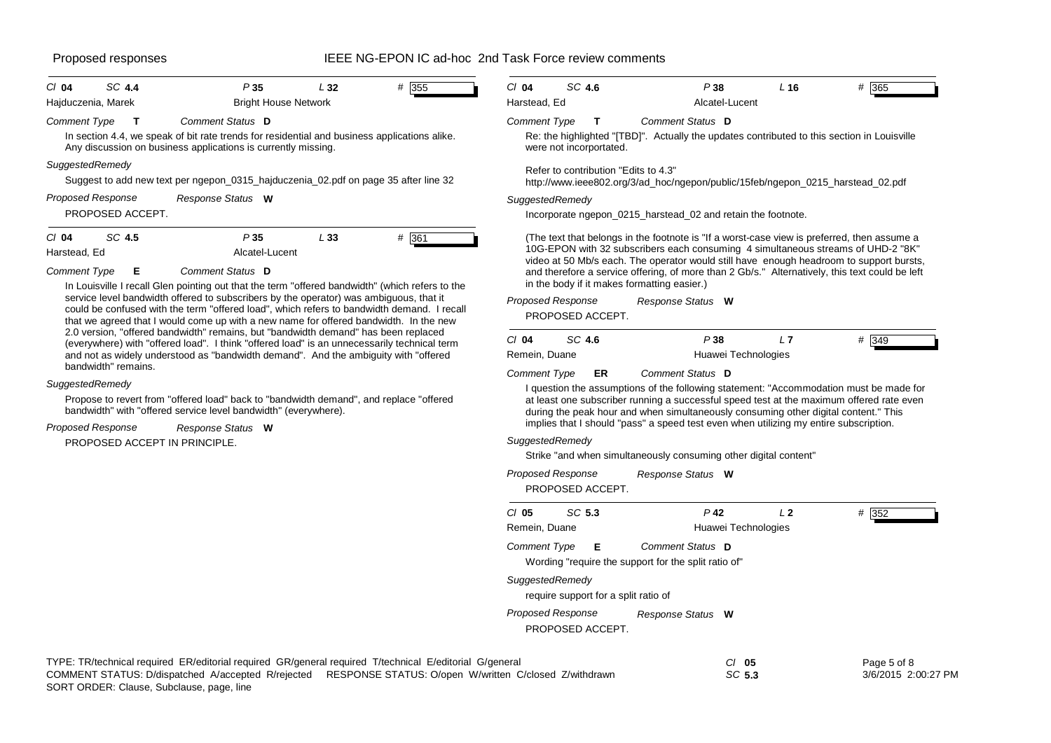Proposed responses

IEEE NG-EPON IC ad-hoc 2nd Task Force review comments

---

**Cl 04 SC 4.4 P 35 L 32 # 355**

Hajduczenia, Marek — Bright House Network

*Comment Type* **T** *Comment Status* **D**

In section 4.4, we speak of bit rate trends for residential and business applications alike. Any discussion on business applications is currently missing.

*SuggestedRemedy*

Suggest to add new text per ngepon_0315_hajduczenia_02.pdf on page 35 after line 32

*Proposed Response* *Response Status* **W**

PROPOSED ACCEPT.

---

**Cl 04 SC 4.5 P 35 L 33 # 361**

Harstead, Ed — Alcatel-Lucent

*Comment Type* **E** *Comment Status* **D**

In Louisville I recall Glen pointing out that the term "offered bandwidth" (which refers to the service level bandwidth offered to subscribers by the operator) was ambiguous, that it could be confused with the term "offered load", which refers to bandwidth demand. I recall that we agreed that I would come up with a new name for offered bandwidth. In the new 2.0 version, "offered bandwidth" remains, but "bandwidth demand" has been replaced (everywhere) with "offered load". I think "offered load" is an unnecessarily technical term and not as widely understood as "bandwidth demand". And the ambiguity with "offered bandwidth" remains.

*SuggestedRemedy*

Propose to revert from "offered load" back to "bandwidth demand", and replace "offered bandwidth" with "offered service level bandwidth" (everywhere).

*Proposed Response* *Response Status* **W**

PROPOSED ACCEPT IN PRINCIPLE.

---

**Cl 04 SC 4.6 P 38 L 16 # 365**

Harstead, Ed — Alcatel-Lucent

*Comment Type* **T** *Comment Status* **D**

Re: the highlighted "[TBD]". Actually the updates contributed to this section in Louisville were not incorportated.

Refer to contribution "Edits to 4.3"
http://www.ieee802.org/3/ad_hoc/ngepon/public/15feb/ngepon_0215_harstead_02.pdf

*SuggestedRemedy*

Incorporate ngepon_0215_harstead_02 and retain the footnote.

(The text that belongs in the footnote is "If a worst-case view is preferred, then assume a 10G-EPON with 32 subscribers each consuming 4 simultaneous streams of UHD-2 "8K" video at 50 Mb/s each. The operator would still have enough headroom to support bursts, and therefore a service offering, of more than 2 Gb/s." Alternatively, this text could be left in the body if it makes formatting easier.)

*Proposed Response* *Response Status* **W**

PROPOSED ACCEPT.

---

**Cl 04 SC 4.6 P 38 L 7 # 349**

Remein, Duane — Huawei Technologies

*Comment Type* **ER** *Comment Status* **D**

I question the assumptions of the following statement: "Accommodation must be made for at least one subscriber running a successful speed test at the maximum offered rate even during the peak hour and when simultaneously consuming other digital content." This implies that I should "pass" a speed test even when utilizing my entire subscription.

*SuggestedRemedy*

Strike "and when simultaneously consuming other digital content"

*Proposed Response* *Response Status* **W**

PROPOSED ACCEPT.

---

**Cl 05 SC 5.3 P 42 L 2 # 352**

Remein, Duane — Huawei Technologies

*Comment Type* **E** *Comment Status* **D**

Wording "require the support for the split ratio of"

*SuggestedRemedy*

require support for a split ratio of

*Proposed Response* *Response Status* **W**

PROPOSED ACCEPT.

---

TYPE: TR/technical required ER/editorial required GR/general required T/technical E/editorial G/general
COMMENT STATUS: D/dispatched A/accepted R/rejected RESPONSE STATUS: O/open W/written C/closed Z/withdrawn
SORT ORDER: Clause, Subclause, page, line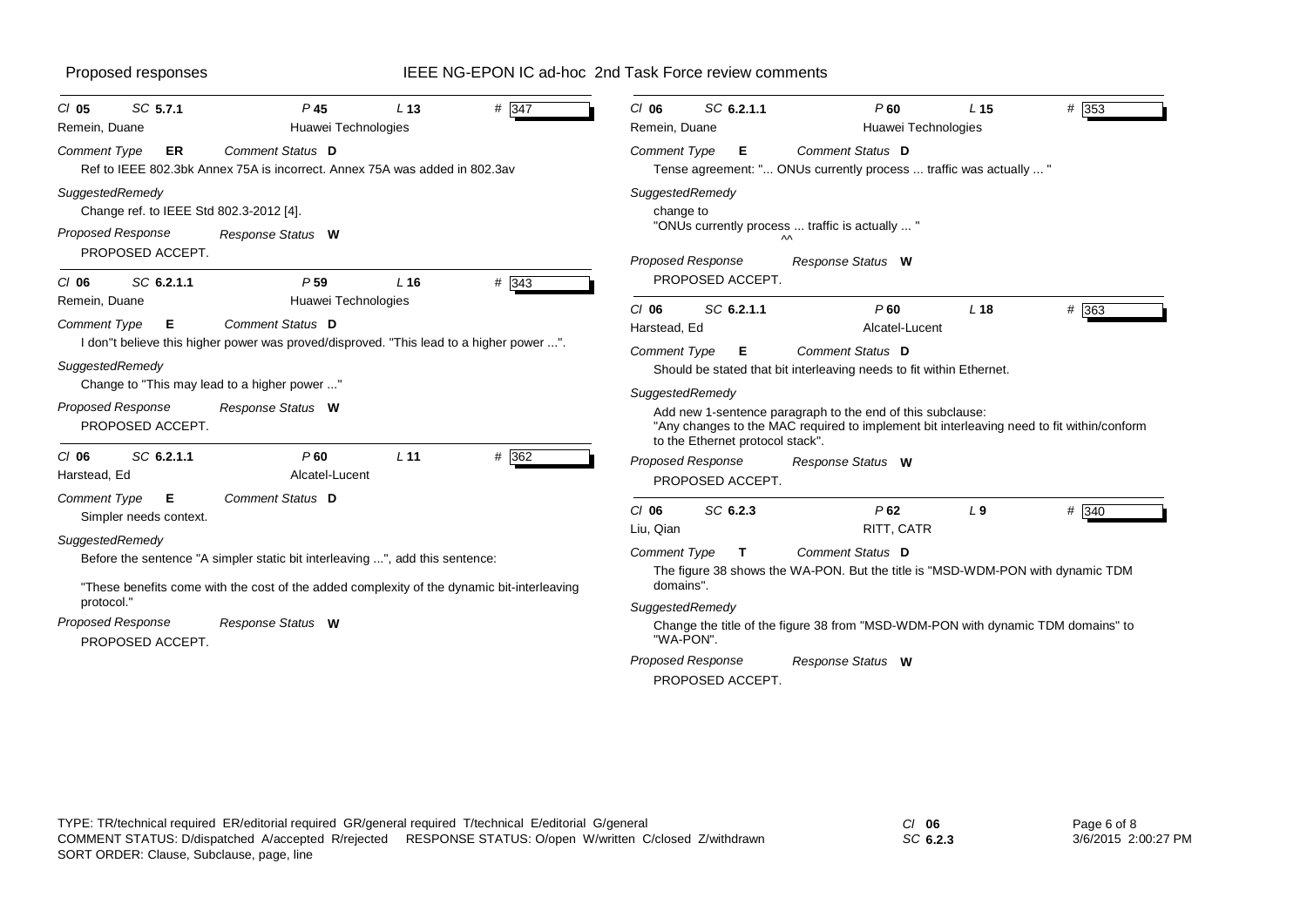Proposed responses

IEEE NG-EPON IC ad-hoc 2nd Task Force review comments

---

**Cl 05 SC 5.7.1 P 45 L 13 # 347**
Remein, Duane — Huawei Technologies

*Comment Type* **ER** *Comment Status* **D**

Ref to IEEE 802.3bk Annex 75A is incorrect. Annex 75A was added in 802.3av

*SuggestedRemedy*

Change ref. to IEEE Std 802.3-2012 [4].

*Proposed Response* *Response Status* **W**

PROPOSED ACCEPT.

---

**Cl 06 SC 6.2.1.1 P 59 L 16 # 343**
Remein, Duane — Huawei Technologies

*Comment Type* **E** *Comment Status* **D**

I don"t believe this higher power was proved/disproved. "This lead to a higher power ...".

*SuggestedRemedy*

Change to "This may lead to a higher power ..."

*Proposed Response* *Response Status* **W**

PROPOSED ACCEPT.

---

**Cl 06 SC 6.2.1.1 P 60 L 11 # 362**
Harstead, Ed — Alcatel-Lucent

*Comment Type* **E** *Comment Status* **D**

Simpler needs context.

*SuggestedRemedy*

Before the sentence "A simpler static bit interleaving ...", add this sentence:

"These benefits come with the cost of the added complexity of the dynamic bit-interleaving protocol."

*Proposed Response* *Response Status* **W**

PROPOSED ACCEPT.

---

**Cl 06 SC 6.2.1.1 P 60 L 15 # 353**
Remein, Duane — Huawei Technologies

*Comment Type* **E** *Comment Status* **D**

Tense agreement: "... ONUs currently process ... traffic was actually ... "

*SuggestedRemedy*

change to
"ONUs currently process ... traffic is actually ... "
^^

*Proposed Response* *Response Status* **W**

PROPOSED ACCEPT.

---

**Cl 06 SC 6.2.1.1 P 60 L 18 # 363**
Harstead, Ed — Alcatel-Lucent

*Comment Type* **E** *Comment Status* **D**

Should be stated that bit interleaving needs to fit within Ethernet.

*SuggestedRemedy*

Add new 1-sentence paragraph to the end of this subclause:
"Any changes to the MAC required to implement bit interleaving need to fit within/conform to the Ethernet protocol stack".

*Proposed Response* *Response Status* **W**

PROPOSED ACCEPT.

---

**Cl 06 SC 6.2.3 P 62 L 9 # 340**
Liu, Qian — RITT, CATR

*Comment Type* **T** *Comment Status* **D**

The figure 38 shows the WA-PON. But the title is "MSD-WDM-PON with dynamic TDM domains".

*SuggestedRemedy*

Change the title of the figure 38 from "MSD-WDM-PON with dynamic TDM domains" to "WA-PON".

*Proposed Response* *Response Status* **W**

PROPOSED ACCEPT.

---

TYPE: TR/technical required ER/editorial required GR/general required T/technical E/editorial G/general
COMMENT STATUS: D/dispatched A/accepted R/rejected RESPONSE STATUS: O/open W/written C/closed Z/withdrawn
SORT ORDER: Clause, Subclause, page, line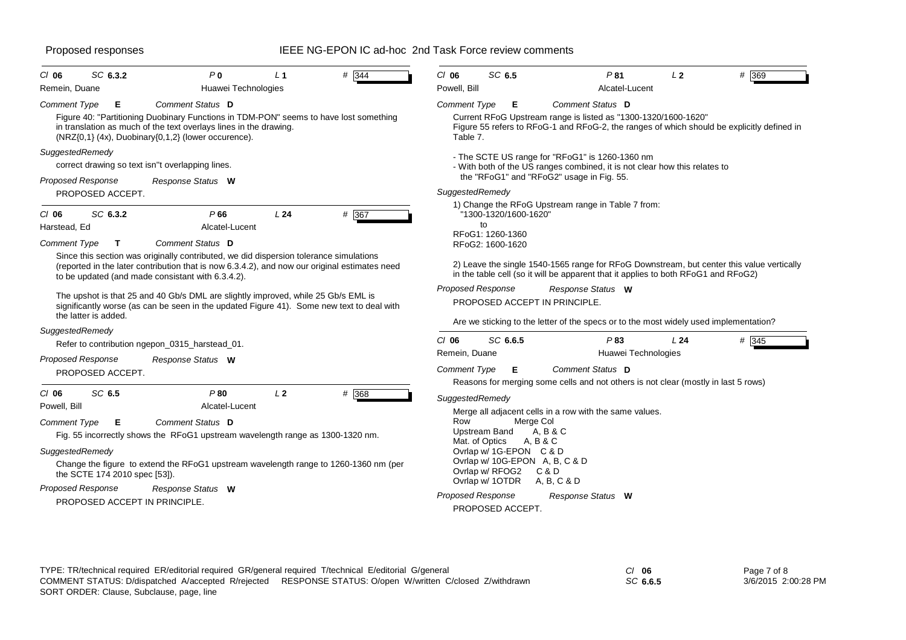Cl **06** SC **6.3.2** P **0** L **1** # **344**

Remein, Duane — Huawei Technologies

*Comment Type* **E** *Comment Status* **D**

Figure 40: "Partitioning Duobinary Functions in TDM-PON" seems to have lost something in translation as much of the text overlays lines in the drawing.
(NRZ{0,1} (4x), Duobinary{0,1,2} (lower occurence).

*SuggestedRemedy*

correct drawing so text isn"t overlapping lines.

*Proposed Response* *Response Status* **W**

PROPOSED ACCEPT.

---

Cl **06** SC **6.3.2** P **66** L **24** # **367**

Harstead, Ed — Alcatel-Lucent

*Comment Type* **T** *Comment Status* **D**

Since this section was originally contributed, we did dispersion tolerance simulations (reported in the later contribution that is now 6.3.4.2), and now our original estimates need to be updated (and made consistant with 6.3.4.2).

The upshot is that 25 and 40 Gb/s DML are slightly improved, while 25 Gb/s EML is significantly worse (as can be seen in the updated Figure 41). Some new text to deal with the latter is added.

*SuggestedRemedy*

Refer to contribution ngepon_0315_harstead_01.

*Proposed Response* *Response Status* **W**

PROPOSED ACCEPT.

---

Cl **06** SC **6.5** P **80** L **2** # **368**

Powell, Bill — Alcatel-Lucent

*Comment Type* **E** *Comment Status* **D**

Fig. 55 incorrectly shows the RFoG1 upstream wavelength range as 1300-1320 nm.

*SuggestedRemedy*

Change the figure to extend the RFoG1 upstream wavelength range to 1260-1360 nm (per the SCTE 174 2010 spec [53]).

*Proposed Response* *Response Status* **W**

PROPOSED ACCEPT IN PRINCIPLE.

---

Cl **06** SC **6.5** P **81** L **2** # **369**

Powell, Bill — Alcatel-Lucent

*Comment Type* **E** *Comment Status* **D**

Current RFoG Upstream range is listed as "1300-1320/1600-1620"
Figure 55 refers to RFoG-1 and RFoG-2, the ranges of which should be explicitly defined in Table 7.

- The SCTE US range for "RFoG1" is 1260-1360 nm
- With both of the US ranges combined, it is not clear how this relates to the "RFoG1" and "RFoG2" usage in Fig. 55.

*SuggestedRemedy*

1) Change the RFoG Upstream range in Table 7 from:
"1300-1320/1600-1620"
to
RFoG1: 1260-1360
RFoG2: 1600-1620

2) Leave the single 1540-1565 range for RFoG Downstream, but center this value vertically in the table cell (so it will be apparent that it applies to both RFoG1 and RFoG2)

*Proposed Response* *Response Status* **W**

PROPOSED ACCEPT IN PRINCIPLE.

Are we sticking to the letter of the specs or to the most widely used implementation?

---

Cl **06** SC **6.6.5** P **83** L **24** # **345**

Remein, Duane — Huawei Technologies

*Comment Type* **E** *Comment Status* **D**

Reasons for merging some cells and not others is not clear (mostly in last 5 rows)

*SuggestedRemedy*

Merge all adjacent cells in a row with the same values.

| Row | Merge Col |
|---|---|
| Upstream Band | A, B & C |
| Mat. of Optics | A, B & C |
| Ovrlap w/ 1G-EPON | C & D |
| Ovrlap w/ 10G-EPON | A, B, C & D |
| Ovrlap w/ RFOG2 | C & D |
| Ovrlap w/ 1OTDR | A, B, C & D |

*Proposed Response* *Response Status* **W**

PROPOSED ACCEPT.

---

TYPE: TR/technical required ER/editorial required GR/general required T/technical E/editorial G/general
COMMENT STATUS: D/dispatched A/accepted R/rejected RESPONSE STATUS: O/open W/written C/closed Z/withdrawn
SORT ORDER: Clause, Subclause, page, line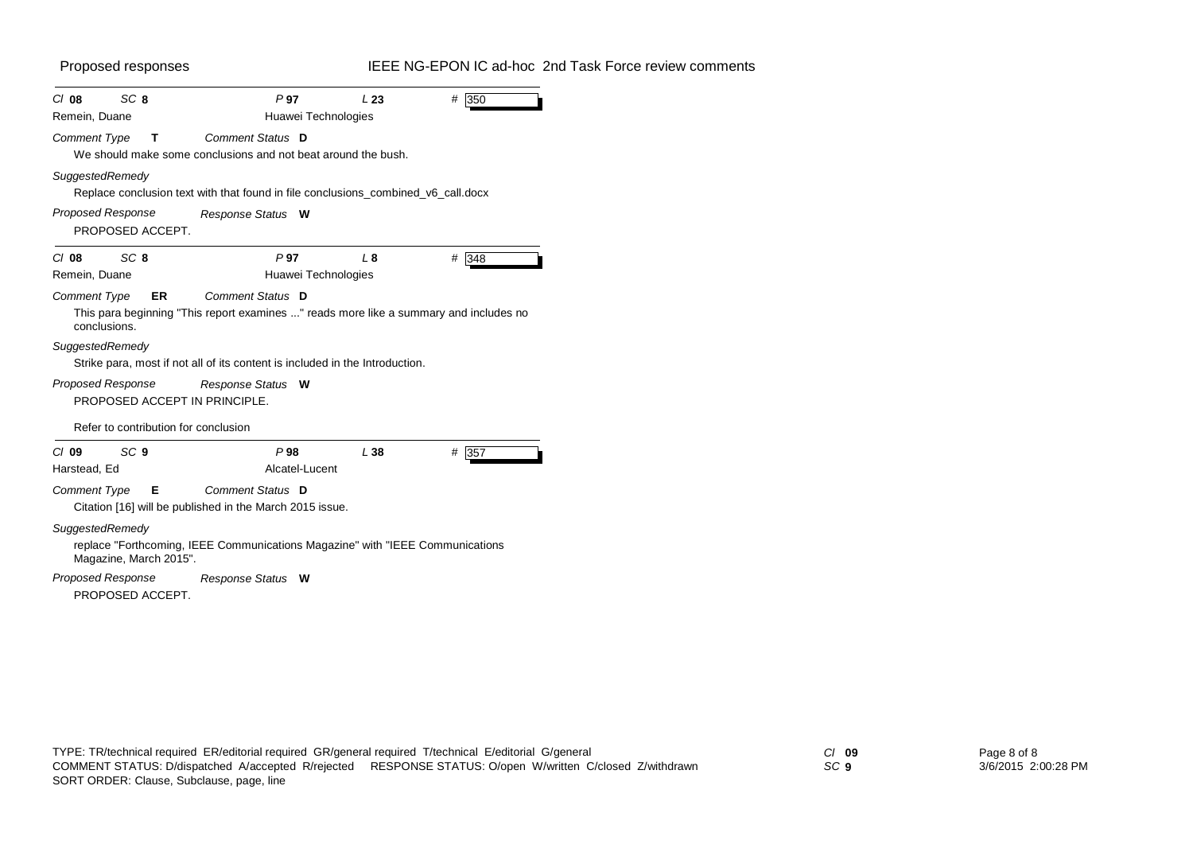Proposed responses IEEE NG-EPON IC ad-hoc 2nd Task Force review comments

---

*Cl* **08** *SC* **8** *P* **97** *L* **23** # 350

Remein, Duane Huawei Technologies

*Comment Type* **T** *Comment Status* **D**

We should make some conclusions and not beat around the bush.

*SuggestedRemedy*

Replace conclusion text with that found in file conclusions_combined_v6_call.docx

*Proposed Response* *Response Status* **W**

PROPOSED ACCEPT.

---

*Cl* **08** *SC* **8** *P* **97** *L* **8** # 348

Remein, Duane Huawei Technologies

*Comment Type* **ER** *Comment Status* **D**

This para beginning "This report examines ..." reads more like a summary and includes no conclusions.

*SuggestedRemedy*

Strike para, most if not all of its content is included in the Introduction.

*Proposed Response* *Response Status* **W**

PROPOSED ACCEPT IN PRINCIPLE.

Refer to contribution for conclusion

---

*Cl* **09** *SC* **9** *P* **98** *L* **38** # 357

Harstead, Ed Alcatel-Lucent

*Comment Type* **E** *Comment Status* **D**

Citation [16] will be published in the March 2015 issue.

*SuggestedRemedy*

replace "Forthcoming, IEEE Communications Magazine" with "IEEE Communications Magazine, March 2015".

*Proposed Response* *Response Status* **W**

PROPOSED ACCEPT.

---

TYPE: TR/technical required ER/editorial required GR/general required T/technical E/editorial G/general
COMMENT STATUS: D/dispatched A/accepted R/rejected RESPONSE STATUS: O/open W/written C/closed Z/withdrawn
SORT ORDER: Clause, Subclause, page, line